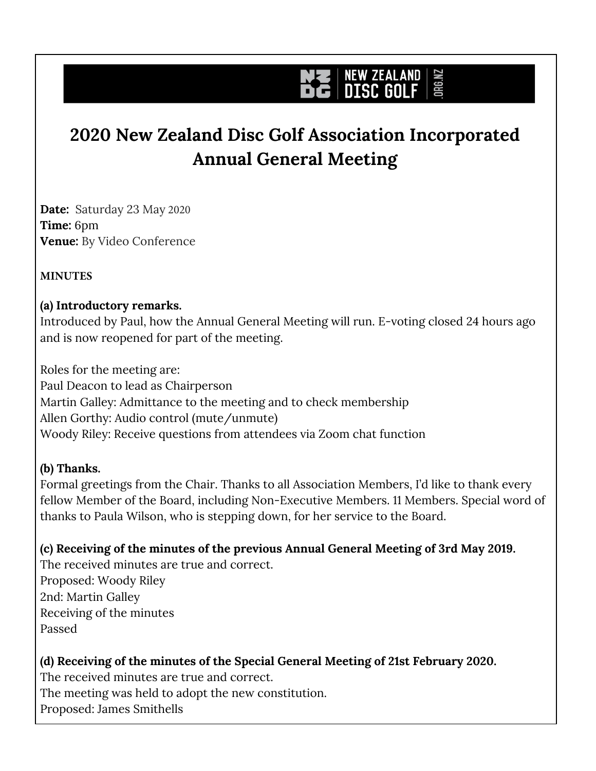# 2020 New Zealand Disc Golf Association Incorporated Annual General Meeting

**Date:** Saturday 23 May 2020
**Time:** 6pm
**Venue:** By Video Conference

**MINUTES**

**(a) Introductory remarks.**
Introduced by Paul, how the Annual General Meeting will run. E-voting closed 24 hours ago and is now reopened for part of the meeting.

Roles for the meeting are:
Paul Deacon to lead as Chairperson
Martin Galley: Admittance to the meeting and to check membership
Allen Gorthy: Audio control (mute/unmute)
Woody Riley: Receive questions from attendees via Zoom chat function

**(b) Thanks.**
Formal greetings from the Chair. Thanks to all Association Members, I'd like to thank every fellow Member of the Board, including Non-Executive Members. 11 Members. Special word of thanks to Paula Wilson, who is stepping down, for her service to the Board.

**(c) Receiving of the minutes of the previous Annual General Meeting of 3rd May 2019.**
The received minutes are true and correct.
Proposed: Woody Riley
2nd: Martin Galley
Receiving of the minutes
Passed

**(d) Receiving of the minutes of the Special General Meeting of 21st February 2020.**
The received minutes are true and correct.
The meeting was held to adopt the new constitution.
Proposed: James Smithells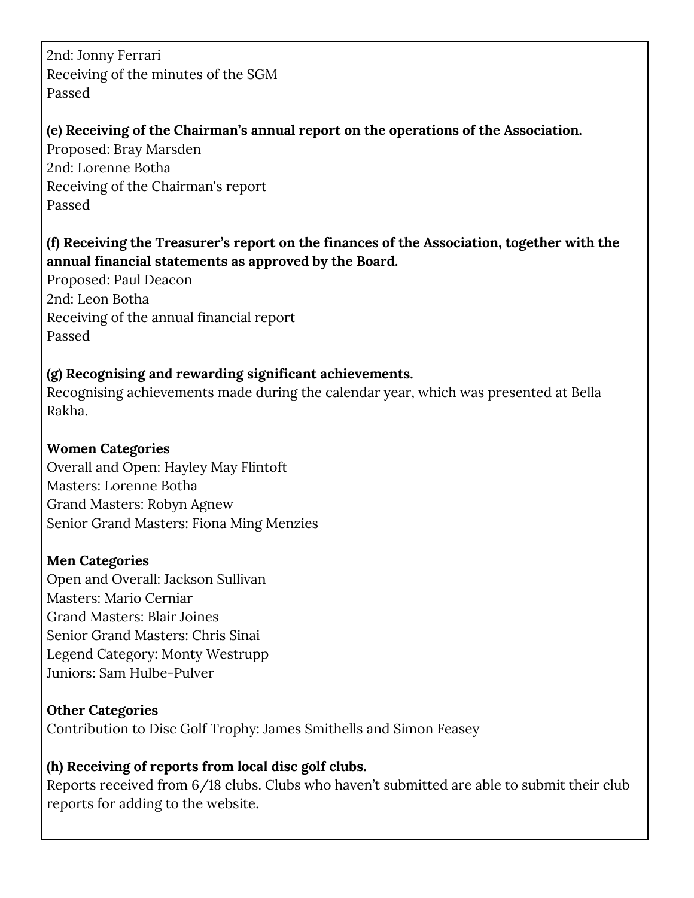2nd: Jonny Ferrari
Receiving of the minutes of the SGM
Passed

**(e) Receiving of the Chairman's annual report on the operations of the Association.**
Proposed: Bray Marsden
2nd: Lorenne Botha
Receiving of the Chairman's report
Passed

**(f) Receiving the Treasurer's report on the finances of the Association, together with the annual financial statements as approved by the Board.**
Proposed: Paul Deacon
2nd: Leon Botha
Receiving of the annual financial report
Passed

**(g) Recognising and rewarding significant achievements.**
Recognising achievements made during the calendar year, which was presented at Bella Rakha.

**Women Categories**
Overall and Open: Hayley May Flintoft
Masters: Lorenne Botha
Grand Masters: Robyn Agnew
Senior Grand Masters: Fiona Ming Menzies

**Men Categories**
Open and Overall: Jackson Sullivan
Masters: Mario Cerniar
Grand Masters: Blair Joines
Senior Grand Masters: Chris Sinai
Legend Category: Monty Westrupp
Juniors: Sam Hulbe-Pulver

**Other Categories**
Contribution to Disc Golf Trophy: James Smithells and Simon Feasey

**(h) Receiving of reports from local disc golf clubs.**
Reports received from 6/18 clubs. Clubs who haven't submitted are able to submit their club reports for adding to the website.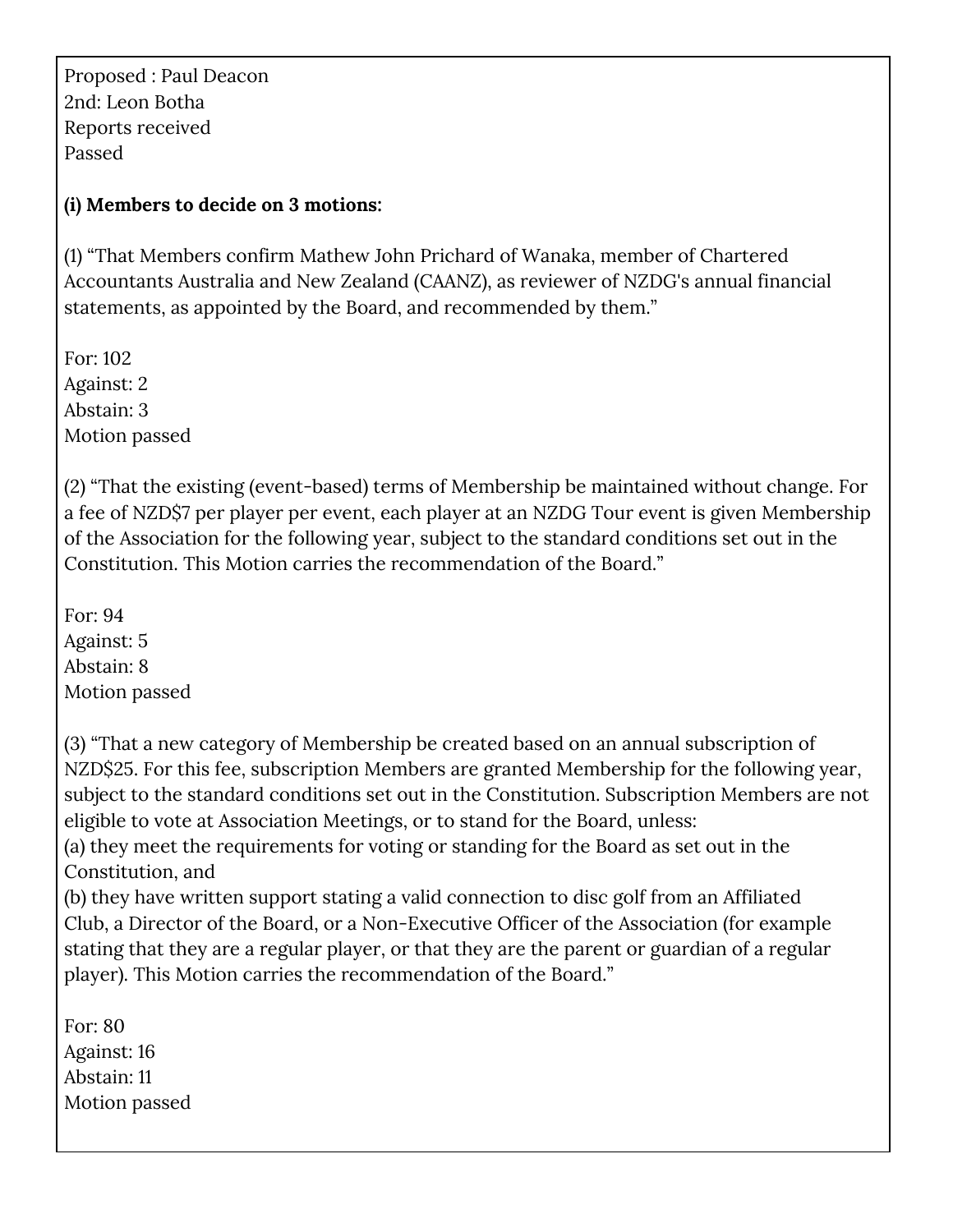Proposed : Paul Deacon
2nd: Leon Botha
Reports received
Passed

**(i) Members to decide on 3 motions:**

(1) “That Members confirm Mathew John Prichard of Wanaka, member of Chartered Accountants Australia and New Zealand (CAANZ), as reviewer of NZDG's annual financial statements, as appointed by the Board, and recommended by them.”

For: 102
Against: 2
Abstain: 3
Motion passed

(2) “That the existing (event-based) terms of Membership be maintained without change. For a fee of NZD$7 per player per event, each player at an NZDG Tour event is given Membership of the Association for the following year, subject to the standard conditions set out in the Constitution. This Motion carries the recommendation of the Board.”

For: 94
Against: 5
Abstain: 8
Motion passed

(3) “That a new category of Membership be created based on an annual subscription of NZD$25. For this fee, subscription Members are granted Membership for the following year, subject to the standard conditions set out in the Constitution. Subscription Members are not eligible to vote at Association Meetings, or to stand for the Board, unless:
(a) they meet the requirements for voting or standing for the Board as set out in the Constitution, and
(b) they have written support stating a valid connection to disc golf from an Affiliated Club, a Director of the Board, or a Non-Executive Officer of the Association (for example stating that they are a regular player, or that they are the parent or guardian of a regular player). This Motion carries the recommendation of the Board.”

For: 80
Against: 16
Abstain: 11
Motion passed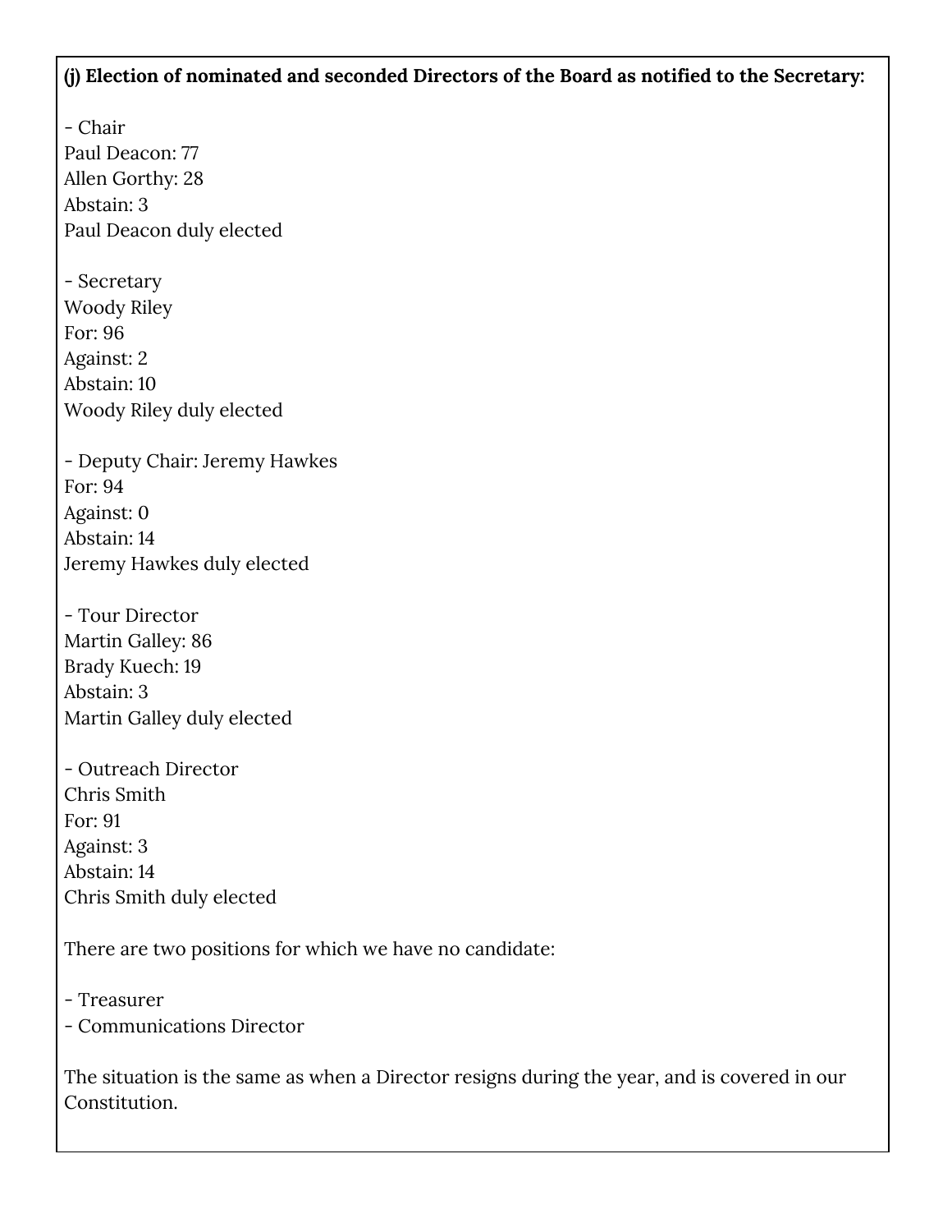**(j) Election of nominated and seconded Directors of the Board as notified to the Secretary:**

- Chair

Paul Deacon: 77  
Allen Gorthy: 28  
Abstain: 3  
Paul Deacon duly elected

- Secretary

Woody Riley  
For: 96  
Against: 2  
Abstain: 10  
Woody Riley duly elected

- Deputy Chair: Jeremy Hawkes

For: 94  
Against: 0  
Abstain: 14  
Jeremy Hawkes duly elected

- Tour Director

Martin Galley: 86  
Brady Kuech: 19  
Abstain: 3  
Martin Galley duly elected

- Outreach Director

Chris Smith  
For: 91  
Against: 3  
Abstain: 14  
Chris Smith duly elected

There are two positions for which we have no candidate:

- Treasurer
- Communications Director

The situation is the same as when a Director resigns during the year, and is covered in our Constitution.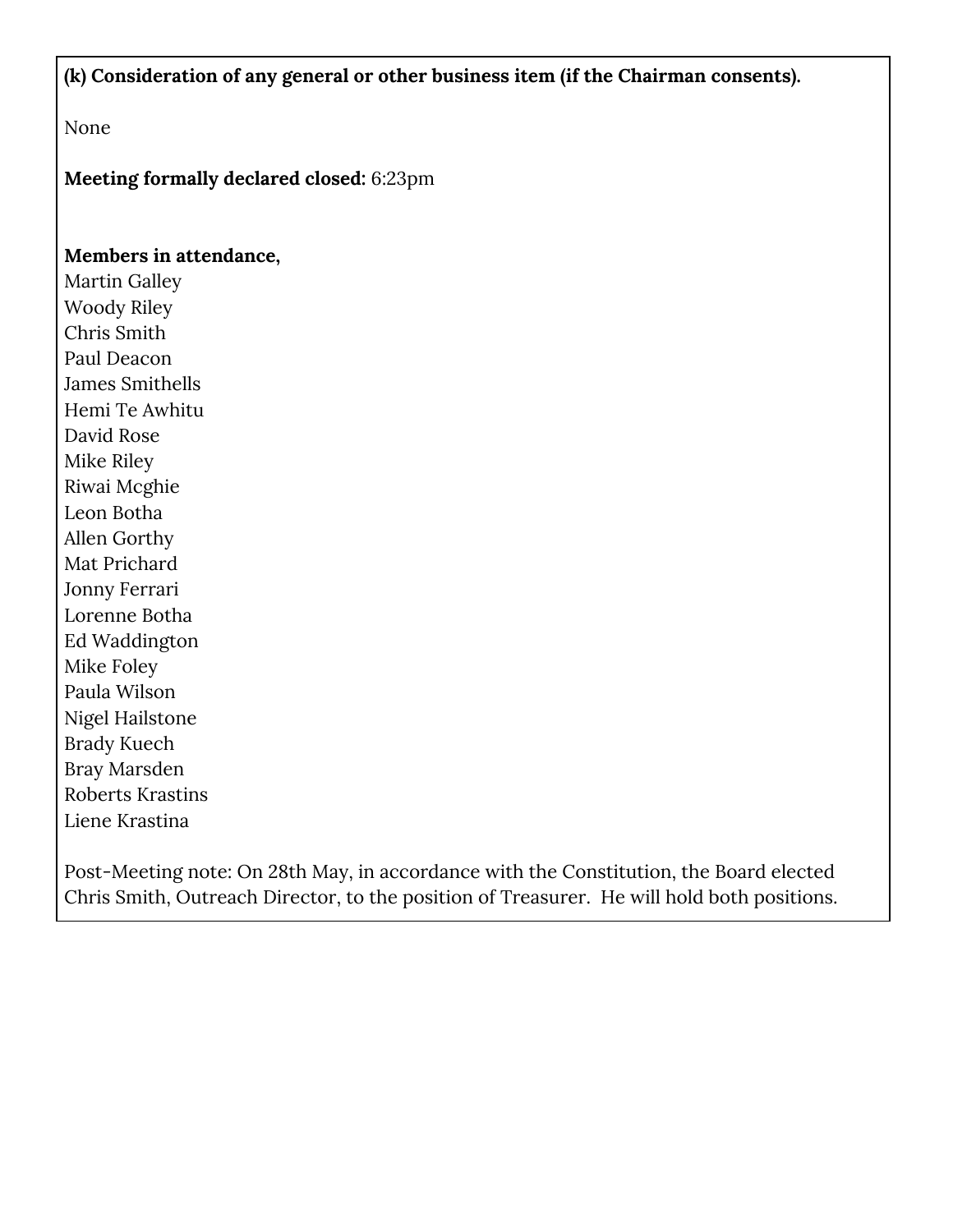**(k) Consideration of any general or other business item (if the Chairman consents).**

None

**Meeting formally declared closed:** 6:23pm

**Members in attendance,**

Martin Galley
Woody Riley
Chris Smith
Paul Deacon
James Smithells
Hemi Te Awhitu
David Rose
Mike Riley
Riwai Mcghie
Leon Botha
Allen Gorthy
Mat Prichard
Jonny Ferrari
Lorenne Botha
Ed Waddington
Mike Foley
Paula Wilson
Nigel Hailstone
Brady Kuech
Bray Marsden
Roberts Krastins
Liene Krastina

Post-Meeting note: On 28th May, in accordance with the Constitution, the Board elected Chris Smith, Outreach Director, to the position of Treasurer. He will hold both positions.